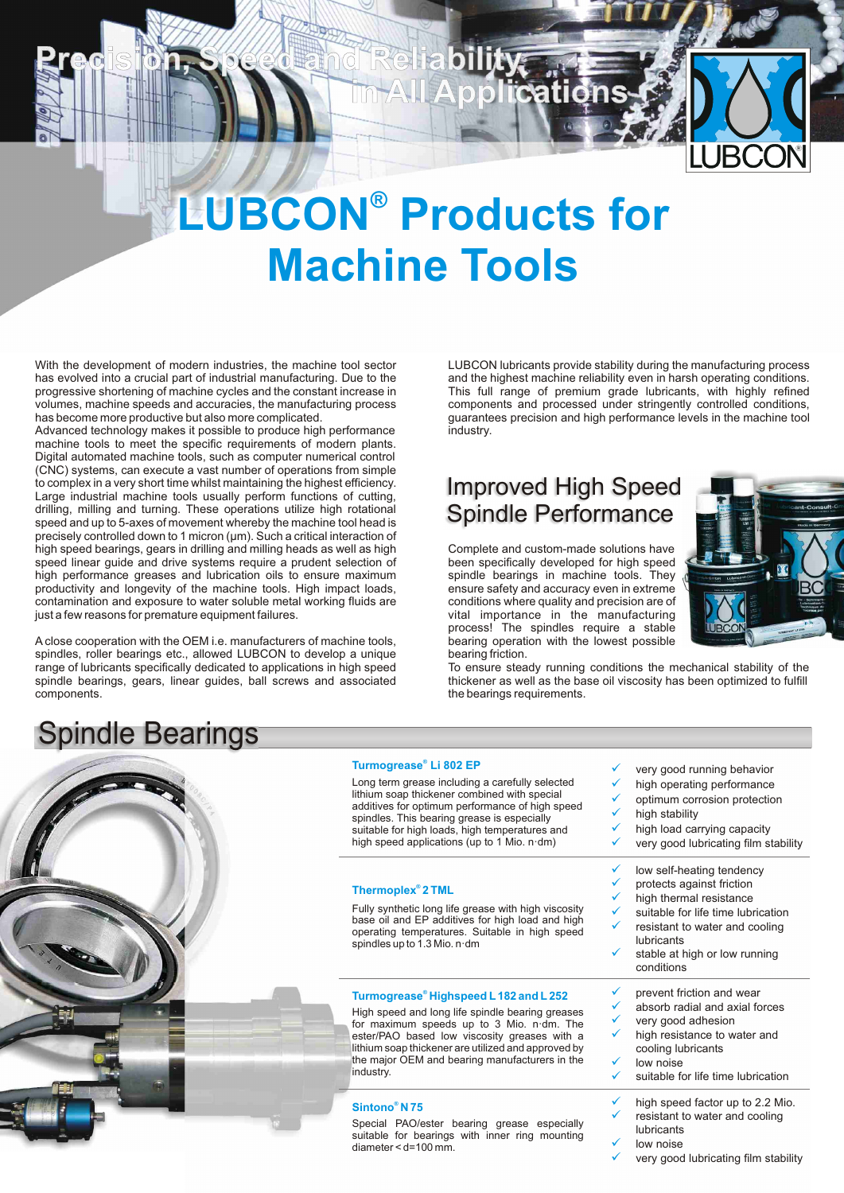# Precision, Speed and Reliability in All Applications

# LUBCON® Products for Machine Tools

With the development of modern industries, the machine tool sector has evolved into a crucial part of industrial manufacturing. Due to the progressive shortening of machine cycles and the constant increase in volumes, machine speeds and accuracies, the manufacturing process has become more productive but also more complicated.
Advanced technology makes it possible to produce high performance machine tools to meet the specific requirements of modern plants. Digital automated machine tools, such as computer numerical control (CNC) systems, can execute a vast number of operations from simple to complex in a very short time whilst maintaining the highest efficiency. Large industrial machine tools usually perform functions of cutting, drilling, milling and turning. These operations utilize high rotational speed and up to 5-axes of movement whereby the machine tool head is precisely controlled down to 1 micron (µm). Such a critical interaction of high speed bearings, gears in drilling and milling heads as well as high speed linear guide and drive systems require a prudent selection of high performance greases and lubrication oils to ensure maximum productivity and longevity of the machine tools. High impact loads, contamination and exposure to water soluble metal working fluids are just a few reasons for premature equipment failures.

A close cooperation with the OEM i.e. manufacturers of machine tools, spindles, roller bearings etc., allowed LUBCON to develop a unique range of lubricants specifically dedicated to applications in high speed spindle bearings, gears, linear guides, ball screws and associated components.

LUBCON lubricants provide stability during the manufacturing process and the highest machine reliability even in harsh operating conditions. This full range of premium grade lubricants, with highly refined components and processed under stringently controlled conditions, guarantees precision and high performance levels in the machine tool industry.

## Improved High Speed Spindle Performance

Complete and custom-made solutions have been specifically developed for high speed spindle bearings in machine tools. They ensure safety and accuracy even in extreme conditions where quality and precision are of vital importance in the manufacturing process! The spindles require a stable bearing operation with the lowest possible bearing friction.
To ensure steady running conditions the mechanical stability of the thickener as well as the base oil viscosity has been optimized to fulfill the bearings requirements.

## Spindle Bearings

### Turmogrease® Li 802 EP

Long term grease including a carefully selected lithium soap thickener combined with special additives for optimum performance of high speed spindles. This bearing grease is especially suitable for high loads, high temperatures and high speed applications (up to 1 Mio. n·dm)

- ✓ very good running behavior
- ✓ high operating performance
- ✓ optimum corrosion protection
- ✓ high stability
- ✓ high load carrying capacity
- ✓ very good lubricating film stability

### Thermoplex® 2 TML

Fully synthetic long life grease with high viscosity base oil and EP additives for high load and high operating temperatures. Suitable in high speed spindles up to 1.3 Mio. n·dm

- ✓ low self-heating tendency
- ✓ protects against friction
- ✓ high thermal resistance
- ✓ suitable for life time lubrication
- ✓ resistant to water and cooling lubricants
- ✓ stable at high or low running conditions

### Turmogrease® Highspeed L 182 and L 252

High speed and long life spindle bearing greases for maximum speeds up to 3 Mio. n·dm. The ester/PAO based low viscosity greases with a lithium soap thickener are utilized and approved by the major OEM and bearing manufacturers in the industry.

- ✓ prevent friction and wear
- ✓ absorb radial and axial forces
- ✓ very good adhesion
- ✓ high resistance to water and cooling lubricants
- ✓ low noise
- ✓ suitable for life time lubrication

### Sintono® N 75

Special PAO/ester bearing grease especially suitable for bearings with inner ring mounting diameter < d=100 mm.

- ✓ high speed factor up to 2.2 Mio.
- ✓ resistant to water and cooling lubricants
- ✓ low noise
- ✓ very good lubricating film stability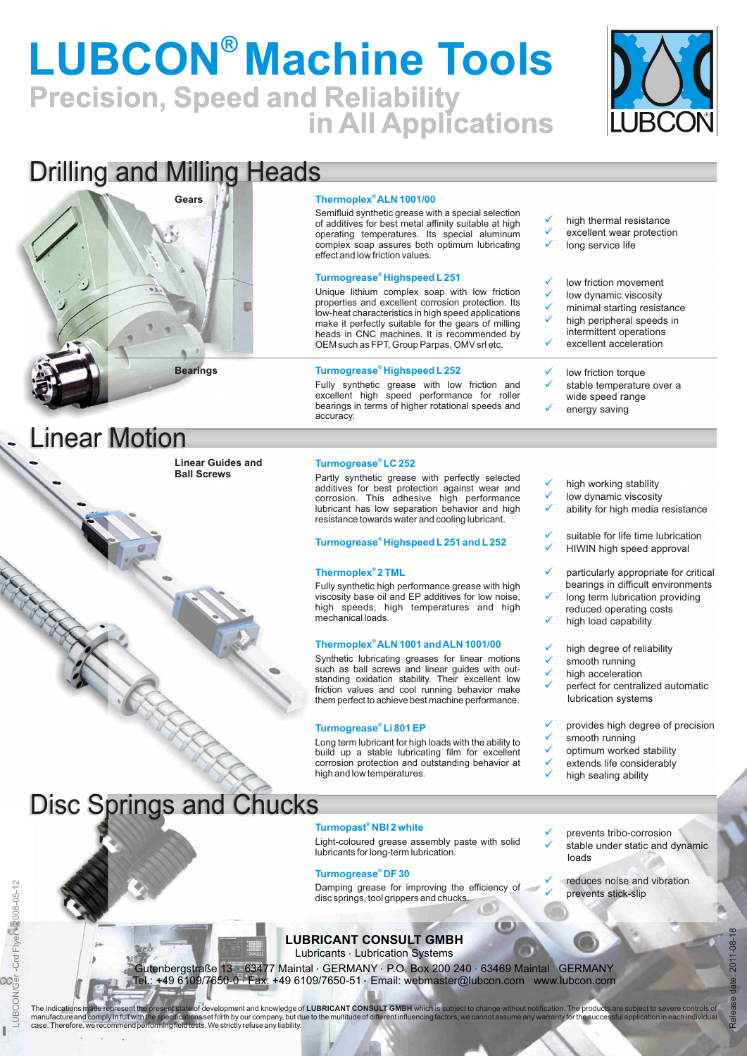# LUBCON® Machine Tools

## Precision, Speed and Reliability in All Applications

LUBCON

## Drilling and Milling Heads

**Gears**

### Thermoplex® ALN 1001/00

Semifluid synthetic grease with a special selection of additives for best metal affinity suitable at high operating temperatures. Its special aluminum complex soap assures both optimum lubricating effect and low friction values.

- ✓ high thermal resistance
- ✓ excellent wear protection
- ✓ long service life

### Turmogrease® Highspeed L 251

Unique lithium complex soap with low friction properties and excellent corrosion protection. Its low-heat characteristics in high speed applications make it perfectly suitable for the gears of milling heads in CNC machines. It is recommended by OEM such as FPT, Group Parpas, OMV srl etc.

- ✓ low friction movement
- ✓ low dynamic viscosity
- ✓ minimal starting resistance
- ✓ high peripheral speeds in intermittent operations
- ✓ excellent acceleration

**Bearings**

### Turmogrease® Highspeed L 252

Fully synthetic grease with low friction and excellent high speed performance for roller bearings in terms of higher rotational speeds and accuracy.

- ✓ low friction torque
- ✓ stable temperature over a wide speed range
- ✓ energy saving

## Linear Motion

**Linear Guides and Ball Screws**

### Turmogrease® LC 252

Partly synthetic grease with perfectly selected additives for best protection against wear and corrosion. This adhesive high performance lubricant has low separation behavior and high resistance towards water and cooling lubricant.

- ✓ high working stability
- ✓ low dynamic viscosity
- ✓ ability for high media resistance

### Turmogrease® Highspeed L 251 and L 252

- ✓ suitable for life time lubrication
- ✓ HIWIN high speed approval

### Thermoplex® 2 TML

Fully synthetic high performance grease with high viscosity base oil and EP additives for low noise, high speeds, high temperatures and high mechanical loads.

- ✓ particularly appropriate for critical bearings in difficult environments
- ✓ long term lubrication providing reduced operating costs
- ✓ high load capability

### Thermoplex® ALN 1001 and ALN 1001/00

Synthetic lubricating greases for linear motions such as ball screws and linear guides with outstanding oxidation stability. Their excellent low friction values and cool running behavior make them perfect to achieve best machine performance.

- ✓ high degree of reliability
- ✓ smooth running
- ✓ high acceleration
- ✓ perfect for centralized automatic lubrication systems

### Turmogrease® Li 801 EP

Long term lubricant for high loads with the ability to build up a stable lubricating film for excellent corrosion protection and outstanding behavior at high and low temperatures.

- ✓ provides high degree of precision
- ✓ smooth running
- ✓ optimum worked stability
- ✓ extends life considerably
- ✓ high sealing ability

## Disc Springs and Chucks

### Turmopast® NBI 2 white

Light-coloured grease assembly paste with solid lubricants for long-term lubrication.

- ✓ prevents tribo-corrosion
- ✓ stable under static and dynamic loads

### Turmogrease® DF 30

Damping grease for improving the efficiency of disc springs, tool grippers and chucks.

- ✓ reduces noise and vibration
- ✓ prevents stick-slip

**LUBRICANT CONSULT GMBH**

Lubricants · Lubrication Systems

Gutenbergstraße 13 · 63477 Maintal · GERMANY · P.O. Box 200 240 · 63469 Maintal · GERMANY
Tel.: +49 6109/7650-0 · Fax: +49 6109/7650-51 · Email: webmaster@lubcon.com · www.lubcon.com

The indications made represent the present state of development and knowledge of **LUBRICANT CONSULT GMBH** which is subject to change without notification. The products are subject to severe controls of manufacture and comply in full with the specifications set forth by our company, but due to the multitude of different influencing factors, we cannot assume any warranty for the successful application in each individual case. Therefore, we recommend performing field tests. We strictly refuse any liability.

LUBCON/Ger.-Crd Flyer-2008-05-12

Release date: 2011-08-18